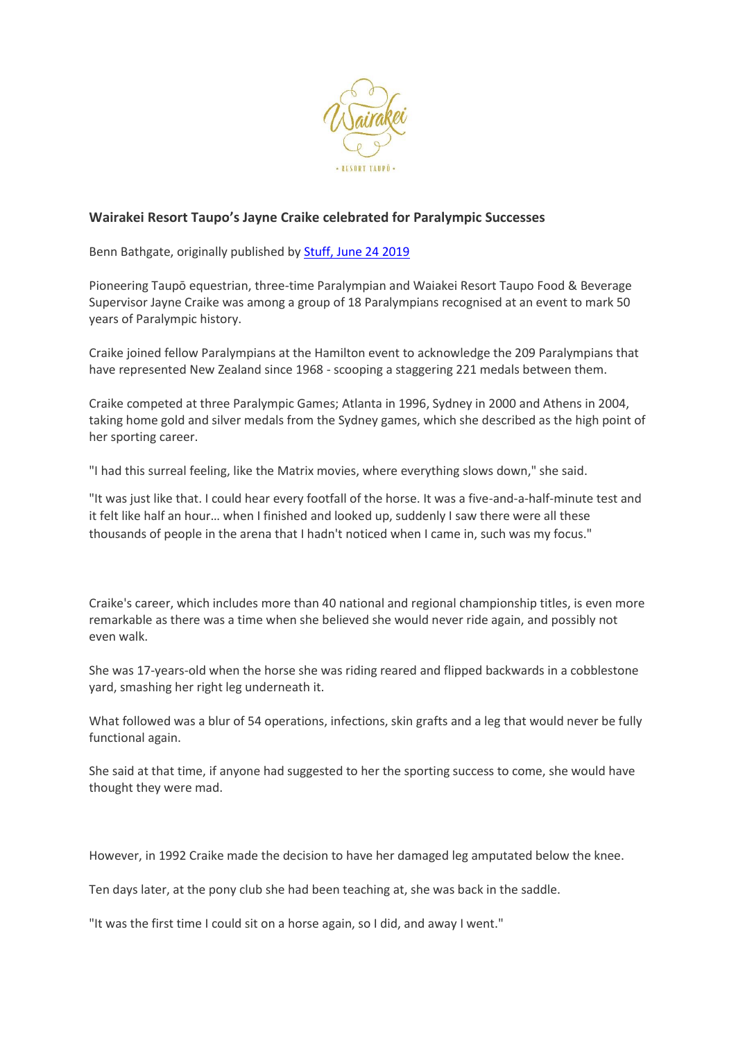**Wairakei Resort Taupo's Jayne Craike celebrated for Paralympic Successes**

Benn Bathgate, originally published by [Stuff, June 24 2019]

Pioneering Taupō equestrian, three-time Paralympian and Waiakei Resort Taupo Food & Beverage Supervisor Jayne Craike was among a group of 18 Paralympians recognised at an event to mark 50 years of Paralympic history.

Craike joined fellow Paralympians at the Hamilton event to acknowledge the 209 Paralympians that have represented New Zealand since 1968 - scooping a staggering 221 medals between them.

Craike competed at three Paralympic Games; Atlanta in 1996, Sydney in 2000 and Athens in 2004, taking home gold and silver medals from the Sydney games, which she described as the high point of her sporting career.

"I had this surreal feeling, like the Matrix movies, where everything slows down," she said.

"It was just like that. I could hear every footfall of the horse. It was a five-and-a-half-minute test and it felt like half an hour… when I finished and looked up, suddenly I saw there were all these thousands of people in the arena that I hadn't noticed when I came in, such was my focus."

Craike's career, which includes more than 40 national and regional championship titles, is even more remarkable as there was a time when she believed she would never ride again, and possibly not even walk.

She was 17-years-old when the horse she was riding reared and flipped backwards in a cobblestone yard, smashing her right leg underneath it.

What followed was a blur of 54 operations, infections, skin grafts and a leg that would never be fully functional again.

She said at that time, if anyone had suggested to her the sporting success to come, she would have thought they were mad.

However, in 1992 Craike made the decision to have her damaged leg amputated below the knee.

Ten days later, at the pony club she had been teaching at, she was back in the saddle.

"It was the first time I could sit on a horse again, so I did, and away I went."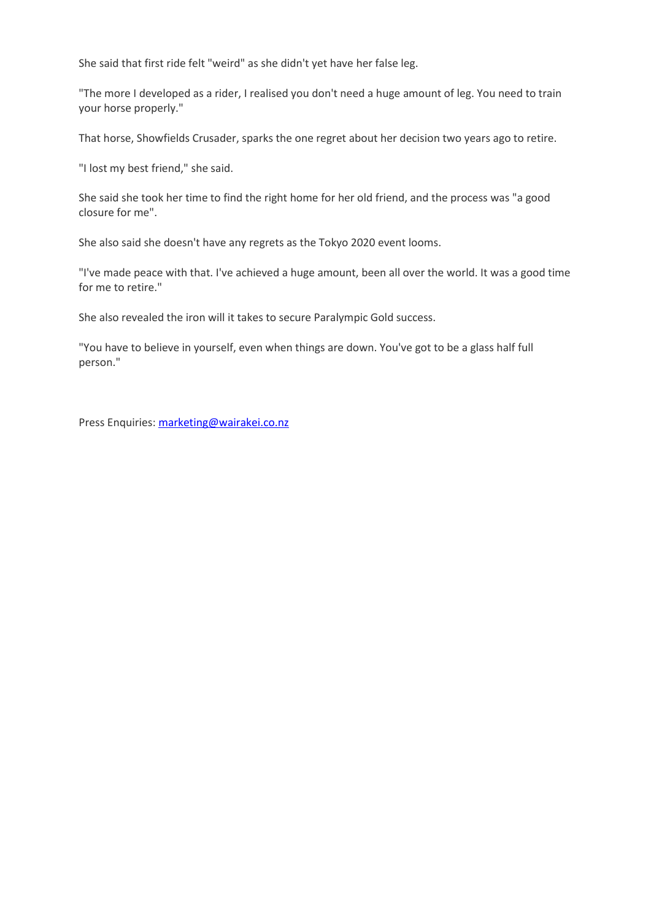She said that first ride felt "weird" as she didn't yet have her false leg.

"The more I developed as a rider, I realised you don't need a huge amount of leg. You need to train your horse properly."

That horse, Showfields Crusader, sparks the one regret about her decision two years ago to retire.

"I lost my best friend," she said.

She said she took her time to find the right home for her old friend, and the process was "a good closure for me".

She also said she doesn't have any regrets as the Tokyo 2020 event looms.

"I've made peace with that. I've achieved a huge amount, been all over the world. It was a good time for me to retire."

She also revealed the iron will it takes to secure Paralympic Gold success.

"You have to believe in yourself, even when things are down. You've got to be a glass half full person."

Press Enquiries: [marketing@wairakei.co.nz](mailto:marketing@wairakei.co.nz)